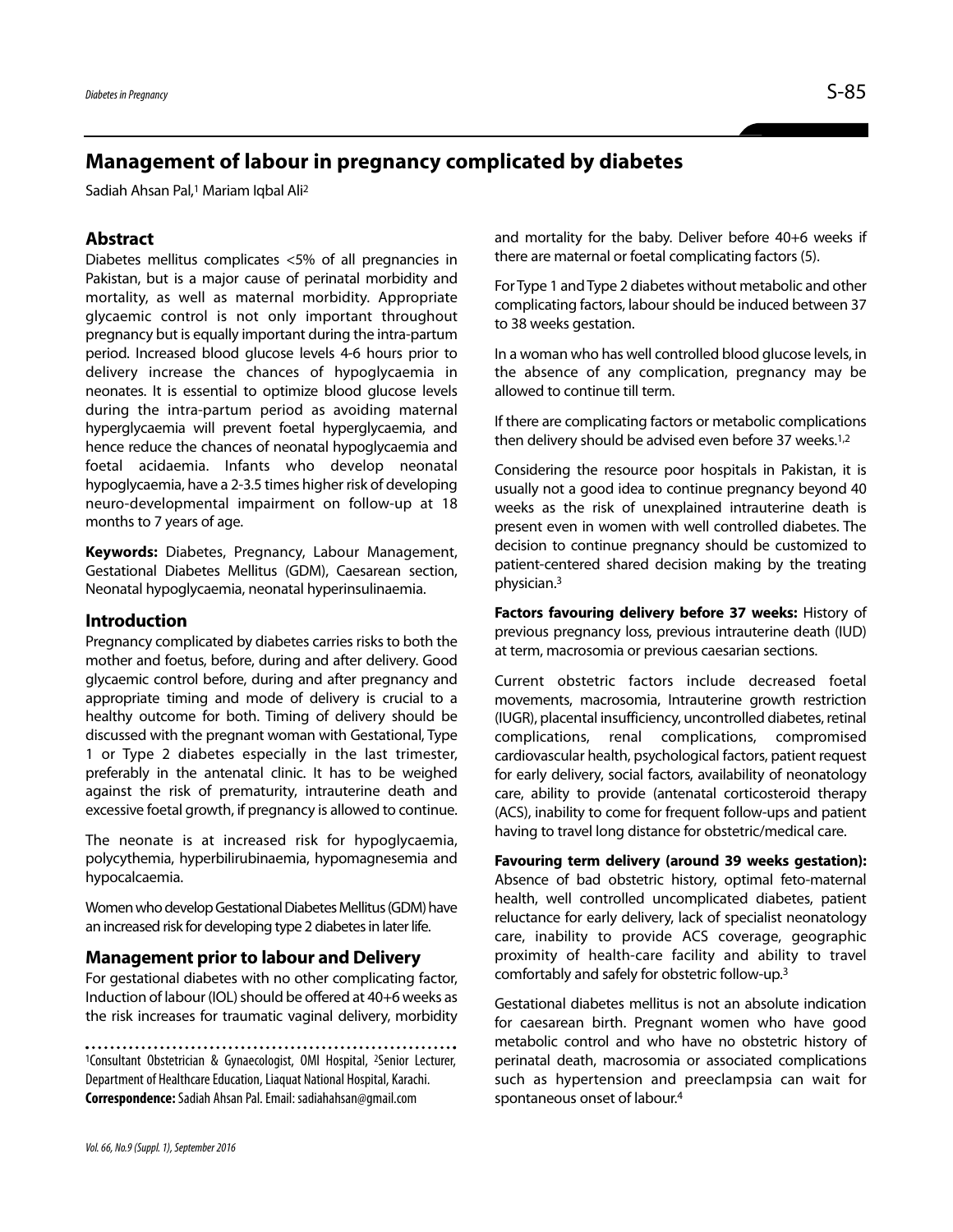# Management of labour in pregnancy complicated by diabetes

Sadiah Ahsan Pal,[1] Mariam Iqbal Ali[2]

## Abstract

Diabetes mellitus complicates <5% of all pregnancies in Pakistan, but is a major cause of perinatal morbidity and mortality, as well as maternal morbidity. Appropriate glycaemic control is not only important throughout pregnancy but is equally important during the intra-partum period. Increased blood glucose levels 4-6 hours prior to delivery increase the chances of hypoglycaemia in neonates. It is essential to optimize blood glucose levels during the intra-partum period as avoiding maternal hyperglycaemia will prevent foetal hyperglycaemia, and hence reduce the chances of neonatal hypoglycaemia and foetal acidaemia. Infants who develop neonatal hypoglycaemia, have a 2-3.5 times higher risk of developing neuro-developmental impairment on follow-up at 18 months to 7 years of age.

**Keywords:** Diabetes, Pregnancy, Labour Management, Gestational Diabetes Mellitus (GDM), Caesarean section, Neonatal hypoglycaemia, neonatal hyperinsulinaemia.

## Introduction

Pregnancy complicated by diabetes carries risks to both the mother and foetus, before, during and after delivery. Good glycaemic control before, during and after pregnancy and appropriate timing and mode of delivery is crucial to a healthy outcome for both. Timing of delivery should be discussed with the pregnant woman with Gestational, Type 1 or Type 2 diabetes especially in the last trimester, preferably in the antenatal clinic. It has to be weighed against the risk of prematurity, intrauterine death and excessive foetal growth, if pregnancy is allowed to continue.

The neonate is at increased risk for hypoglycaemia, polycythemia, hyperbilirubinaemia, hypomagnesemia and hypocalcaemia.

Women who develop Gestational Diabetes Mellitus (GDM) have an increased risk for developing type 2 diabetes in later life.

## Management prior to labour and Delivery

For gestational diabetes with no other complicating factor, Induction of labour (IOL) should be offered at 40+6 weeks as the risk increases for traumatic vaginal delivery, morbidity and mortality for the baby. Deliver before 40+6 weeks if there are maternal or foetal complicating factors (5).

For Type 1 and Type 2 diabetes without metabolic and other complicating factors, labour should be induced between 37 to 38 weeks gestation.

In a woman who has well controlled blood glucose levels, in the absence of any complication, pregnancy may be allowed to continue till term.

If there are complicating factors or metabolic complications then delivery should be advised even before 37 weeks.[1,2]

Considering the resource poor hospitals in Pakistan, it is usually not a good idea to continue pregnancy beyond 40 weeks as the risk of unexplained intrauterine death is present even in women with well controlled diabetes. The decision to continue pregnancy should be customized to patient-centered shared decision making by the treating physician.[3]

**Factors favouring delivery before 37 weeks:** History of previous pregnancy loss, previous intrauterine death (IUD) at term, macrosomia or previous caesarian sections.

Current obstetric factors include decreased foetal movements, macrosomia, Intrauterine growth restriction (IUGR), placental insufficiency, uncontrolled diabetes, retinal complications, renal complications, compromised cardiovascular health, psychological factors, patient request for early delivery, social factors, availability of neonatology care, ability to provide (antenatal corticosteroid therapy (ACS), inability to come for frequent follow-ups and patient having to travel long distance for obstetric/medical care.

**Favouring term delivery (around 39 weeks gestation):** Absence of bad obstetric history, optimal feto-maternal health, well controlled uncomplicated diabetes, patient reluctance for early delivery, lack of specialist neonatology care, inability to provide ACS coverage, geographic proximity of health-care facility and ability to travel comfortably and safely for obstetric follow-up.[3]

Gestational diabetes mellitus is not an absolute indication for caesarean birth. Pregnant women who have good metabolic control and who have no obstetric history of perinatal death, macrosomia or associated complications such as hypertension and preeclampsia can wait for spontaneous onset of labour.[4]

---

[1]Consultant Obstetrician & Gynaecologist, OMI Hospital, [2]Senior Lecturer, Department of Healthcare Education, Liaqat National Hospital, Karachi.

**Correspondence:** Sadiah Ahsan Pal. Email: sadiahahsan@gmail.com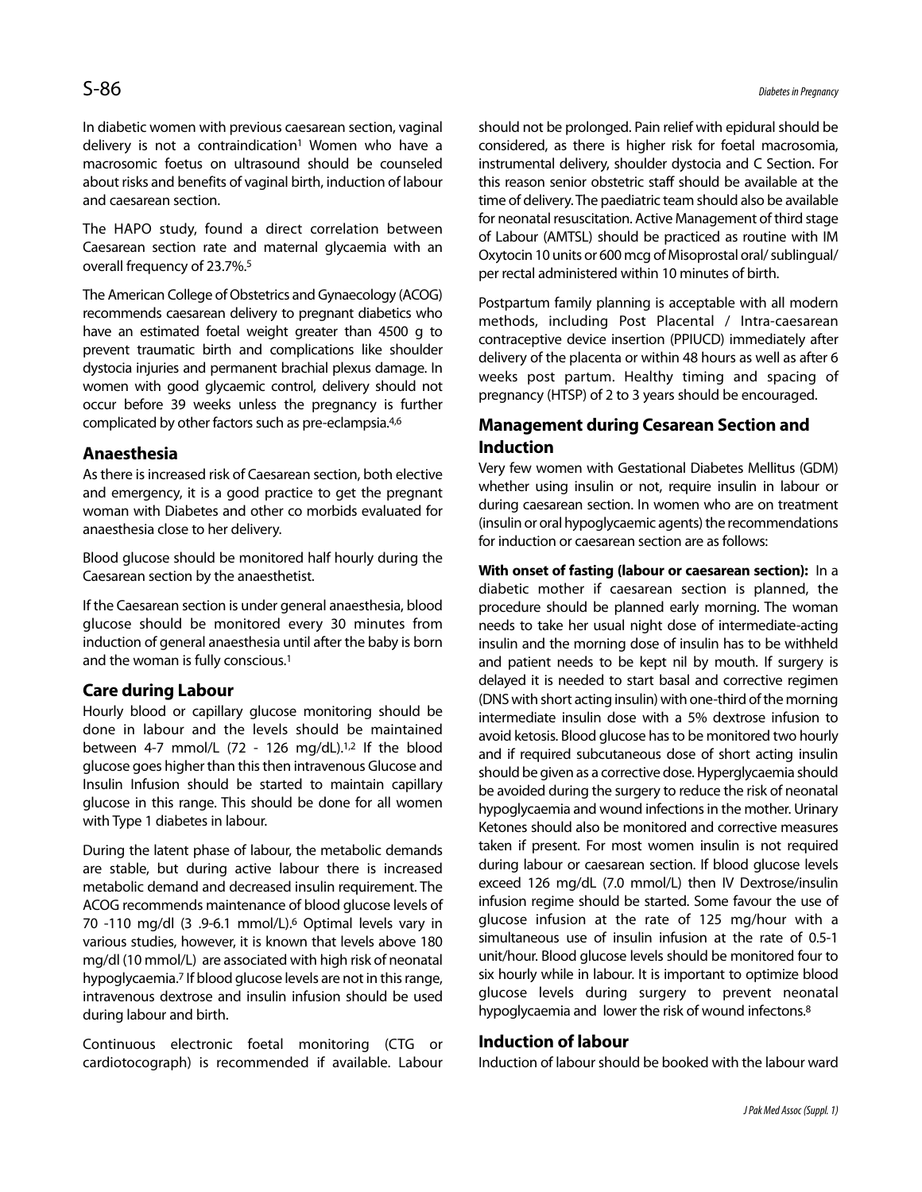In diabetic women with previous caesarean section, vaginal delivery is not a contraindication[1] Women who have a macrosomic foetus on ultrasound should be counseled about risks and benefits of vaginal birth, induction of labour and caesarean section.

The HAPO study, found a direct correlation between Caesarean section rate and maternal glycaemia with an overall frequency of 23.7%.[5]

The American College of Obstetrics and Gynaecology (ACOG) recommends caesarean delivery to pregnant diabetics who have an estimated foetal weight greater than 4500 g to prevent traumatic birth and complications like shoulder dystocia injuries and permanent brachial plexus damage. In women with good glycaemic control, delivery should not occur before 39 weeks unless the pregnancy is further complicated by other factors such as pre-eclampsia.[4,6]

## Anaesthesia

As there is increased risk of Caesarean section, both elective and emergency, it is a good practice to get the pregnant woman with Diabetes and other co morbids evaluated for anaesthesia close to her delivery.

Blood glucose should be monitored half hourly during the Caesarean section by the anaesthetist.

If the Caesarean section is under general anaesthesia, blood glucose should be monitored every 30 minutes from induction of general anaesthesia until after the baby is born and the woman is fully conscious.[1]

## Care during Labour

Hourly blood or capillary glucose monitoring should be done in labour and the levels should be maintained between 4-7 mmol/L (72 - 126 mg/dL).[1,2] If the blood glucose goes higher than this then intravenous Glucose and Insulin Infusion should be started to maintain capillary glucose in this range. This should be done for all women with Type 1 diabetes in labour.

During the latent phase of labour, the metabolic demands are stable, but during active labour there is increased metabolic demand and decreased insulin requirement. The ACOG recommends maintenance of blood glucose levels of 70 -110 mg/dl (3 .9-6.1 mmol/L).[6] Optimal levels vary in various studies, however, it is known that levels above 180 mg/dl (10 mmol/L) are associated with high risk of neonatal hypoglycaemia.[7] If blood glucose levels are not in this range, intravenous dextrose and insulin infusion should be used during labour and birth.

Continuous electronic foetal monitoring (CTG or cardiotocograph) is recommended if available. Labour should not be prolonged. Pain relief with epidural should be considered, as there is higher risk for foetal macrosomia, instrumental delivery, shoulder dystocia and C Section. For this reason senior obstetric staff should be available at the time of delivery. The paediatric team should also be available for neonatal resuscitation. Active Management of third stage of Labour (AMTSL) should be practiced as routine with IM Oxytocin 10 units or 600 mcg of Misoprostal oral/ sublingual/ per rectal administered within 10 minutes of birth.

Postpartum family planning is acceptable with all modern methods, including Post Placental / Intra-caesarean contraceptive device insertion (PPIUCD) immediately after delivery of the placenta or within 48 hours as well as after 6 weeks post partum. Healthy timing and spacing of pregnancy (HTSP) of 2 to 3 years should be encouraged.

## Management during Cesarean Section and Induction

Very few women with Gestational Diabetes Mellitus (GDM) whether using insulin or not, require insulin in labour or during caesarean section. In women who are on treatment (insulin or oral hypoglycaemic agents) the recommendations for induction or caesarean section are as follows:

**With onset of fasting (labour or caesarean section):** In a diabetic mother if caesarean section is planned, the procedure should be planned early morning. The woman needs to take her usual night dose of intermediate-acting insulin and the morning dose of insulin has to be withheld and patient needs to be kept nil by mouth. If surgery is delayed it is needed to start basal and corrective regimen (DNS with short acting insulin) with one-third of the morning intermediate insulin dose with a 5% dextrose infusion to avoid ketosis. Blood glucose has to be monitored two hourly and if required subcutaneous dose of short acting insulin should be given as a corrective dose. Hyperglycaemia should be avoided during the surgery to reduce the risk of neonatal hypoglycaemia and wound infections in the mother. Urinary Ketones should also be monitored and corrective measures taken if present. For most women insulin is not required during labour or caesarean section. If blood glucose levels exceed 126 mg/dL (7.0 mmol/L) then IV Dextrose/insulin infusion regime should be started. Some favour the use of glucose infusion at the rate of 125 mg/hour with a simultaneous use of insulin infusion at the rate of 0.5-1 unit/hour. Blood glucose levels should be monitored four to six hourly while in labour. It is important to optimize blood glucose levels during surgery to prevent neonatal hypoglycaemia and lower the risk of wound infectons.[8]

## Induction of labour

Induction of labour should be booked with the labour ward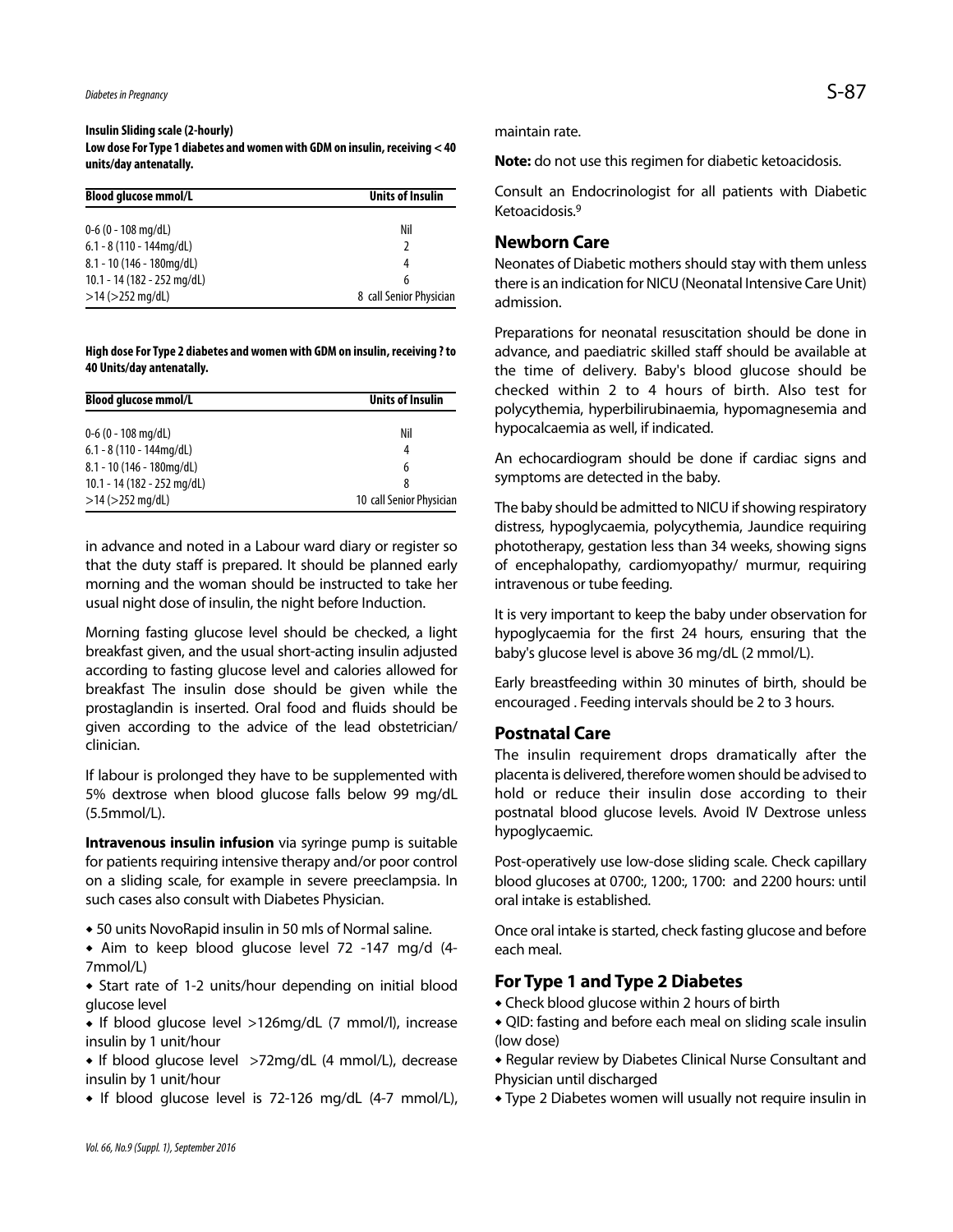**Insulin Sliding scale (2-hourly)**

**Low dose For Type 1 diabetes and women with GDM on insulin, receiving < 40 units/day antenatally.**

| Blood glucose mmol/L | Units of Insulin |
|---|---|
| 0-6 (0 - 108 mg/dL) | Nil |
| 6.1 - 8 (110 - 144mg/dL) | 2 |
| 8.1 - 10 (146 - 180mg/dL) | 4 |
| 10.1 - 14 (182 - 252 mg/dL) | 6 |
| >14 (>252 mg/dL) | 8 call Senior Physician |

**High dose For Type 2 diabetes and women with GDM on insulin, receiving ? to 40 Units/day antenatally.**

| Blood glucose mmol/L | Units of Insulin |
|---|---|
| 0-6 (0 - 108 mg/dL) | Nil |
| 6.1 - 8 (110 - 144mg/dL) | 4 |
| 8.1 - 10 (146 - 180mg/dL) | 6 |
| 10.1 - 14 (182 - 252 mg/dL) | 8 |
| >14 (>252 mg/dL) | 10 call Senior Physician |

in advance and noted in a Labour ward diary or register so that the duty staff is prepared. It should be planned early morning and the woman should be instructed to take her usual night dose of insulin, the night before Induction.

Morning fasting glucose level should be checked, a light breakfast given, and the usual short-acting insulin adjusted according to fasting glucose level and calories allowed for breakfast The insulin dose should be given while the prostaglandin is inserted. Oral food and fluids should be given according to the advice of the lead obstetrician/ clinician.

If labour is prolonged they have to be supplemented with 5% dextrose when blood glucose falls below 99 mg/dL (5.5mmol/L).

**Intravenous insulin infusion** via syringe pump is suitable for patients requiring intensive therapy and/or poor control on a sliding scale, for example in severe preeclampsia. In such cases also consult with Diabetes Physician.

- 50 units NovoRapid insulin in 50 mls of Normal saline.
- Aim to keep blood glucose level 72 -147 mg/d (4-7mmol/L)
- Start rate of 1-2 units/hour depending on initial blood glucose level
- If blood glucose level >126mg/dL (7 mmol/l), increase insulin by 1 unit/hour
- If blood glucose level >72mg/dL (4 mmol/L), decrease insulin by 1 unit/hour
- If blood glucose level is 72-126 mg/dL (4-7 mmol/L), maintain rate.

**Note:** do not use this regimen for diabetic ketoacidosis.

Consult an Endocrinologist for all patients with Diabetic Ketoacidosis.[9]

## Newborn Care

Neonates of Diabetic mothers should stay with them unless there is an indication for NICU (Neonatal Intensive Care Unit) admission.

Preparations for neonatal resuscitation should be done in advance, and paediatric skilled staff should be available at the time of delivery. Baby's blood glucose should be checked within 2 to 4 hours of birth. Also test for polycythemia, hyperbilirubinaemia, hypomagnesemia and hypocalcaemia as well, if indicated.

An echocardiogram should be done if cardiac signs and symptoms are detected in the baby.

The baby should be admitted to NICU if showing respiratory distress, hypoglycaemia, polycythemia, Jaundice requiring phototherapy, gestation less than 34 weeks, showing signs of encephalopathy, cardiomyopathy/ murmur, requiring intravenous or tube feeding.

It is very important to keep the baby under observation for hypoglycaemia for the first 24 hours, ensuring that the baby's glucose level is above 36 mg/dL (2 mmol/L).

Early breastfeeding within 30 minutes of birth, should be encouraged . Feeding intervals should be 2 to 3 hours.

## Postnatal Care

The insulin requirement drops dramatically after the placenta is delivered, therefore women should be advised to hold or reduce their insulin dose according to their postnatal blood glucose levels. Avoid IV Dextrose unless hypoglycaemic.

Post-operatively use low-dose sliding scale. Check capillary blood glucoses at 0700:, 1200:, 1700: and 2200 hours: until oral intake is established.

Once oral intake is started, check fasting glucose and before each meal.

## For Type 1 and Type 2 Diabetes

- Check blood glucose within 2 hours of birth
- QID: fasting and before each meal on sliding scale insulin (low dose)
- Regular review by Diabetes Clinical Nurse Consultant and Physician until discharged
- Type 2 Diabetes women will usually not require insulin in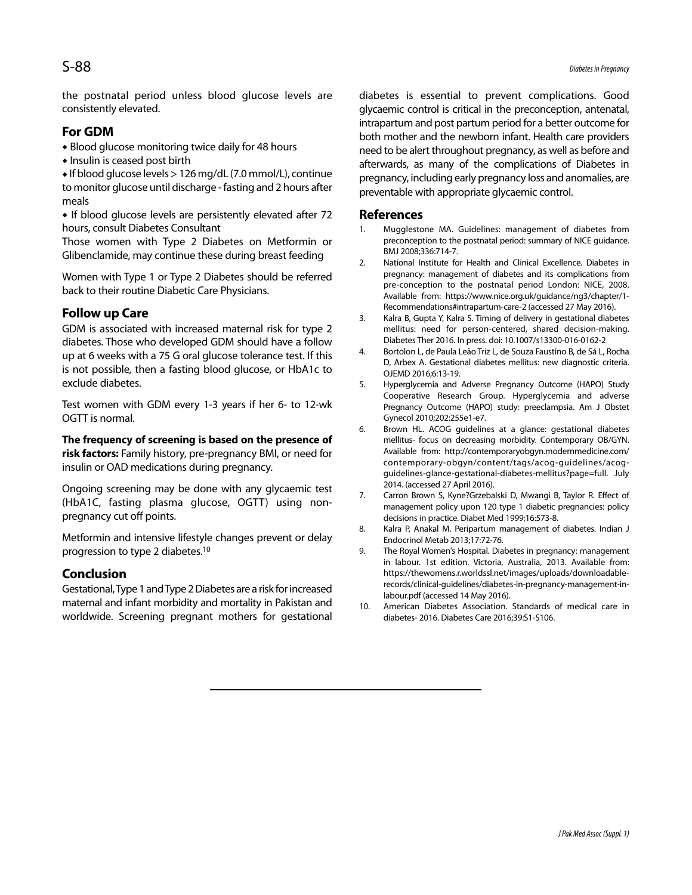the postnatal period unless blood glucose levels are consistently elevated.

## For GDM

- Blood glucose monitoring twice daily for 48 hours
- Insulin is ceased post birth
- If blood glucose levels > 126 mg/dL (7.0 mmol/L), continue to monitor glucose until discharge - fasting and 2 hours after meals
- If blood glucose levels are persistently elevated after 72 hours, consult Diabetes Consultant

Those women with Type 2 Diabetes on Metformin or Glibenclamide, may continue these during breast feeding

Women with Type 1 or Type 2 Diabetes should be referred back to their routine Diabetic Care Physicians.

## Follow up Care

GDM is associated with increased maternal risk for type 2 diabetes. Those who developed GDM should have a follow up at 6 weeks with a 75 G oral glucose tolerance test. If this is not possible, then a fasting blood glucose, or HbA1c to exclude diabetes.

Test women with GDM every 1-3 years if her 6- to 12-wk OGTT is normal.

**The frequency of screening is based on the presence of risk factors:** Family history, pre-pregnancy BMI, or need for insulin or OAD medications during pregnancy.

Ongoing screening may be done with any glycaemic test (HbA1C, fasting plasma glucose, OGTT) using non-pregnancy cut off points.

Metformin and intensive lifestyle changes prevent or delay progression to type 2 diabetes.[10]

## Conclusion

Gestational, Type 1 and Type 2 Diabetes are a risk for increased maternal and infant morbidity and mortality in Pakistan and worldwide. Screening pregnant mothers for gestational diabetes is essential to prevent complications. Good glycaemic control is critical in the preconception, antenatal, intrapartum and post partum period for a better outcome for both mother and the newborn infant. Health care providers need to be alert throughout pregnancy, as well as before and afterwards, as many of the complications of Diabetes in pregnancy, including early pregnancy loss and anomalies, are preventable with appropriate glycaemic control.

## References

1. Mugglestone MA. Guidelines: management of diabetes from preconception to the postnatal period: summary of NICE guidance. BMJ 2008;336:714-7.
2. National Institute for Health and Clinical Excellence. Diabetes in pregnancy: management of diabetes and its complications from pre-conception to the postnatal period London: NICE, 2008. Available from: https://www.nice.org.uk/guidance/ng3/chapter/1-Recommendations#intrapartum-care-2 (accessed 27 May 2016).
3. Kalra B, Gupta Y, Kalra S. Timing of delivery in gestational diabetes mellitus: need for person-centered, shared decision-making. Diabetes Ther 2016. In press. doi: 10.1007/s13300-016-0162-2
4. Bortolon L, de Paula Leão Triz L, de Souza Faustino B, de Sá L, Rocha D, Arbex A. Gestational diabetes mellitus: new diagnostic criteria. OJEMD 2016;6:13-19.
5. Hyperglycemia and Adverse Pregnancy Outcome (HAPO) Study Cooperative Research Group. Hyperglycemia and adverse Pregnancy Outcome (HAPO) study: preeclampsia. Am J Obstet Gynecol 2010;202:255e1-e7.
6. Brown HL. ACOG guidelines at a glance: gestational diabetes mellitus- focus on decreasing morbidity. Contemporary OB/GYN. Available from: http://contemporaryobgyn.modernmedicine.com/contemporary-obgyn/content/tags/acog-guidelines/acog-guidelines-glance-gestational-diabetes-mellitus?page=full. July 2014. (accessed 27 April 2016).
7. Carron Brown S, Kyne?Grzebalski D, Mwangi B, Taylor R. Effect of management policy upon 120 type 1 diabetic pregnancies: policy decisions in practice. Diabet Med 1999;16:573-8.
8. Kalra P, Anakal M. Peripartum management of diabetes. Indian J Endocrinol Metab 2013;17:72-76.
9. The Royal Women's Hospital. Diabetes in pregnancy: management in labour. 1st edition. Victoria, Australia, 2013. Available from: https://thewomens.r.worldssl.net/images/uploads/downloadable-records/clinical-guidelines/diabetes-in-pregnancy-management-in-labour.pdf (accessed 14 May 2016).
10. American Diabetes Association. Standards of medical care in diabetes- 2016. Diabetes Care 2016;39:S1-S106.